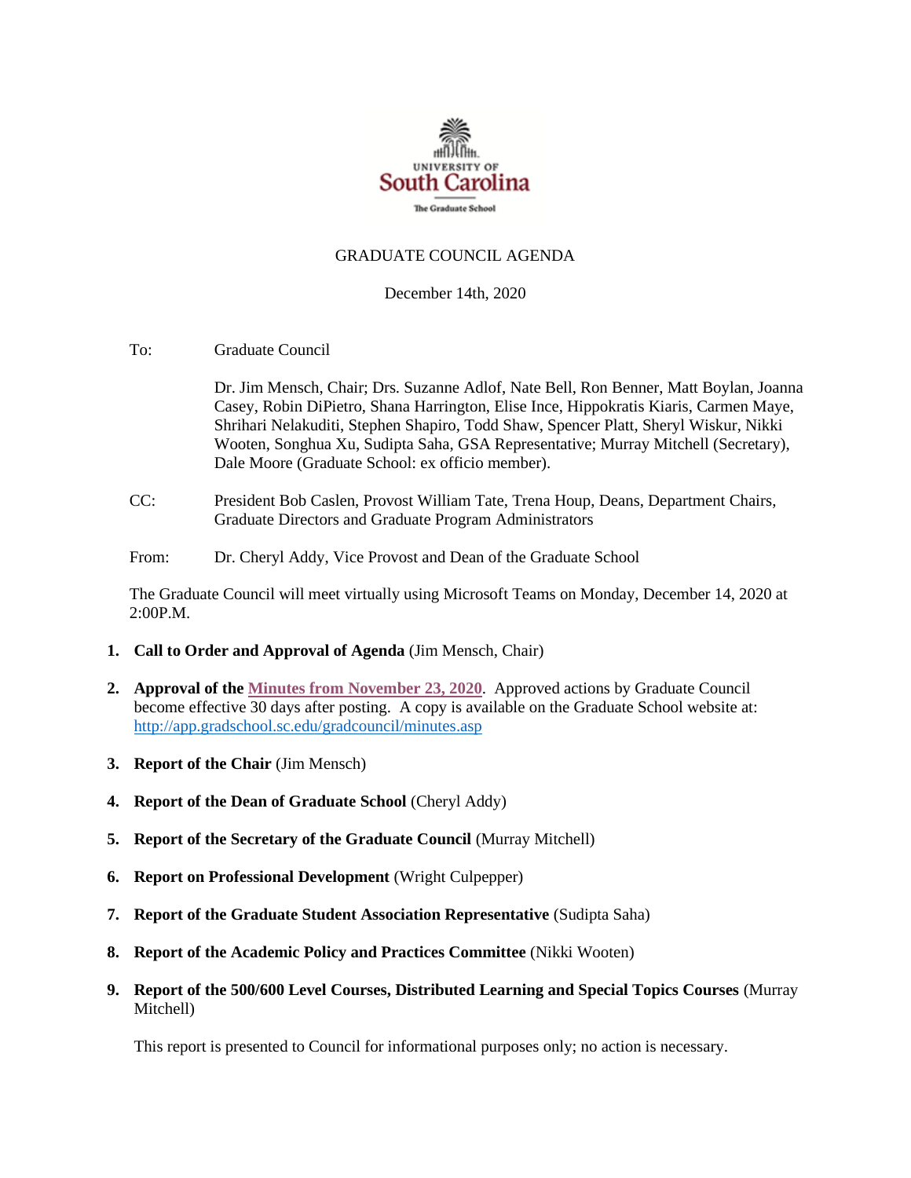UNIVERSITY OF
South Carolina
The Graduate School

# GRADUATE COUNCIL AGENDA

December 14th, 2020

To: Graduate Council

Dr. Jim Mensch, Chair; Drs. Suzanne Adlof, Nate Bell, Ron Benner, Matt Boylan, Joanna Casey, Robin DiPietro, Shana Harrington, Elise Ince, Hippokratis Kiaris, Carmen Maye, Shrihari Nelakuditi, Stephen Shapiro, Todd Shaw, Spencer Platt, Sheryl Wiskur, Nikki Wooten, Songhua Xu, Sudipta Saha, GSA Representative; Murray Mitchell (Secretary), Dale Moore (Graduate School: ex officio member).

CC: President Bob Caslen, Provost William Tate, Trena Houp, Deans, Department Chairs, Graduate Directors and Graduate Program Administrators

From: Dr. Cheryl Addy, Vice Provost and Dean of the Graduate School

The Graduate Council will meet virtually using Microsoft Teams on Monday, December 14, 2020 at 2:00P.M.

1. **Call to Order and Approval of Agenda** (Jim Mensch, Chair)
2. **Approval of the Minutes from November 23, 2020**. Approved actions by Graduate Council become effective 30 days after posting. A copy is available on the Graduate School website at: http://app.gradschool.sc.edu/gradcouncil/minutes.asp
3. **Report of the Chair** (Jim Mensch)
4. **Report of the Dean of Graduate School** (Cheryl Addy)
5. **Report of the Secretary of the Graduate Council** (Murray Mitchell)
6. **Report on Professional Development** (Wright Culpepper)
7. **Report of the Graduate Student Association Representative** (Sudipta Saha)
8. **Report of the Academic Policy and Practices Committee** (Nikki Wooten)
9. **Report of the 500/600 Level Courses, Distributed Learning and Special Topics Courses** (Murray Mitchell)

   This report is presented to Council for informational purposes only; no action is necessary.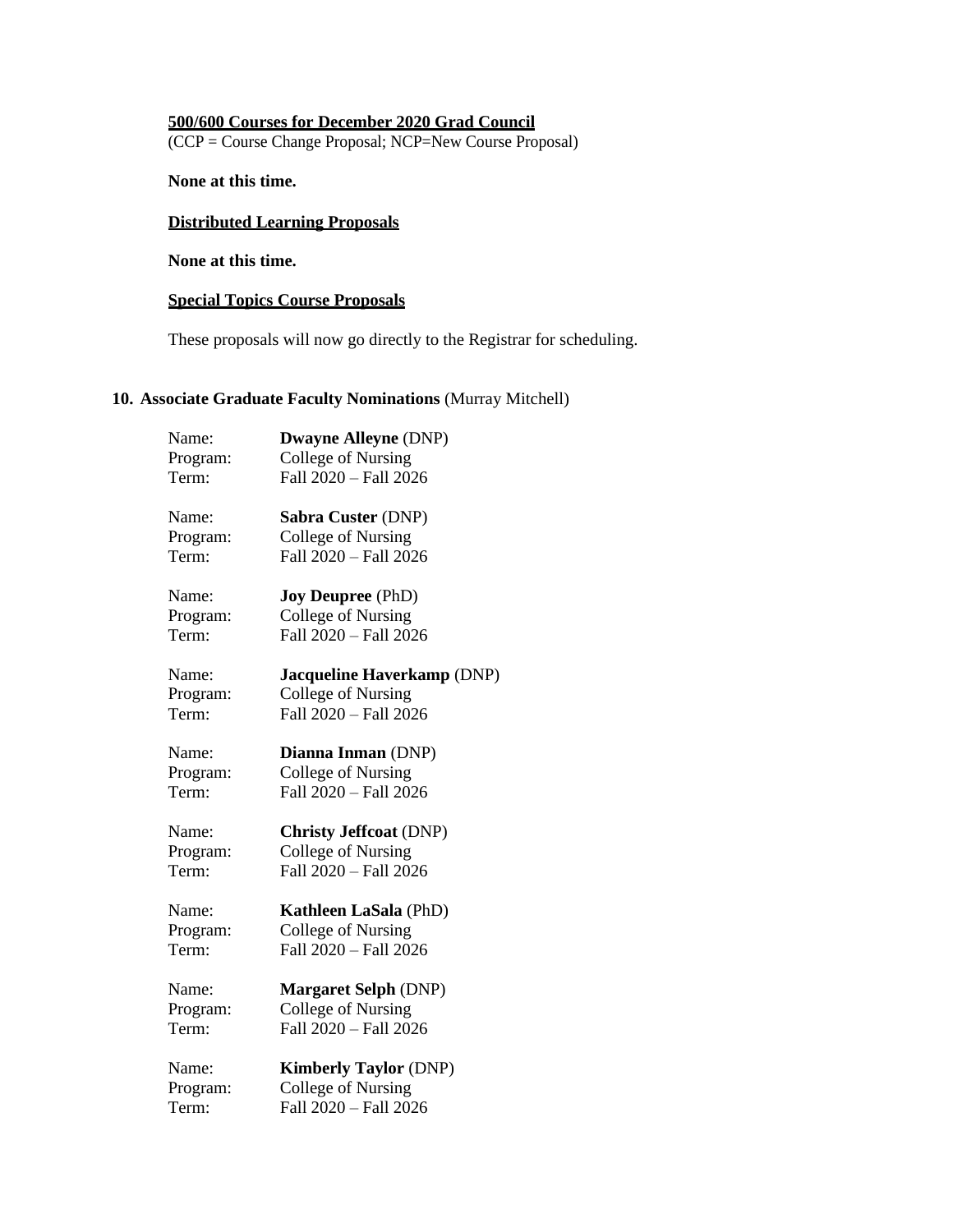**500/600 Courses for December 2020 Grad Council**
(CCP = Course Change Proposal; NCP=New Course Proposal)

**None at this time.**

**Distributed Learning Proposals**

**None at this time.**

**Special Topics Course Proposals**

These proposals will now go directly to the Registrar for scheduling.

## 10. Associate Graduate Faculty Nominations (Murray Mitchell)

Name: **Dwayne Alleyne** (DNP)
Program: College of Nursing
Term: Fall 2020 – Fall 2026

Name: **Sabra Custer** (DNP)
Program: College of Nursing
Term: Fall 2020 – Fall 2026

Name: **Joy Deupree** (PhD)
Program: College of Nursing
Term: Fall 2020 – Fall 2026

Name: **Jacqueline Haverkamp** (DNP)
Program: College of Nursing
Term: Fall 2020 – Fall 2026

Name: **Dianna Inman** (DNP)
Program: College of Nursing
Term: Fall 2020 – Fall 2026

Name: **Christy Jeffcoat** (DNP)
Program: College of Nursing
Term: Fall 2020 – Fall 2026

Name: **Kathleen LaSala** (PhD)
Program: College of Nursing
Term: Fall 2020 – Fall 2026

Name: **Margaret Selph** (DNP)
Program: College of Nursing
Term: Fall 2020 – Fall 2026

Name: **Kimberly Taylor** (DNP)
Program: College of Nursing
Term: Fall 2020 – Fall 2026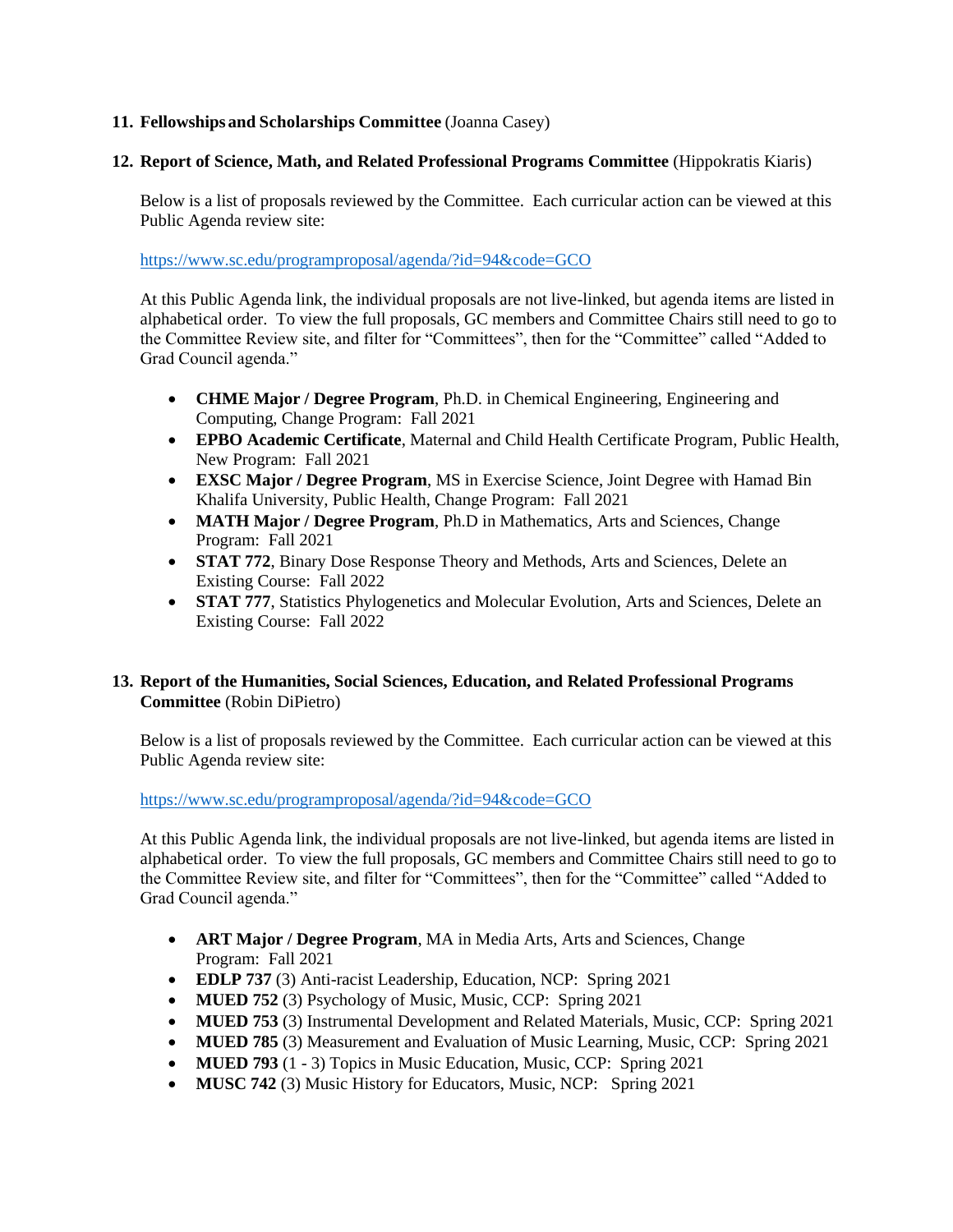11. **Fellowships and Scholarships Committee** (Joanna Casey)

12. **Report of Science, Math, and Related Professional Programs Committee** (Hippokratis Kiaris)

    Below is a list of proposals reviewed by the Committee. Each curricular action can be viewed at this Public Agenda review site:

    https://www.sc.edu/programproposal/agenda/?id=94&code=GCO

    At this Public Agenda link, the individual proposals are not live-linked, but agenda items are listed in alphabetical order. To view the full proposals, GC members and Committee Chairs still need to go to the Committee Review site, and filter for "Committees", then for the "Committee" called "Added to Grad Council agenda."

    - **CHME Major / Degree Program**, Ph.D. in Chemical Engineering, Engineering and Computing, Change Program: Fall 2021
    - **EPBO Academic Certificate**, Maternal and Child Health Certificate Program, Public Health, New Program: Fall 2021
    - **EXSC Major / Degree Program**, MS in Exercise Science, Joint Degree with Hamad Bin Khalifa University, Public Health, Change Program: Fall 2021
    - **MATH Major / Degree Program**, Ph.D in Mathematics, Arts and Sciences, Change Program: Fall 2021
    - **STAT 772**, Binary Dose Response Theory and Methods, Arts and Sciences, Delete an Existing Course: Fall 2022
    - **STAT 777**, Statistics Phylogenetics and Molecular Evolution, Arts and Sciences, Delete an Existing Course: Fall 2022

13. **Report of the Humanities, Social Sciences, Education, and Related Professional Programs Committee** (Robin DiPietro)

    Below is a list of proposals reviewed by the Committee. Each curricular action can be viewed at this Public Agenda review site:

    https://www.sc.edu/programproposal/agenda/?id=94&code=GCO

    At this Public Agenda link, the individual proposals are not live-linked, but agenda items are listed in alphabetical order. To view the full proposals, GC members and Committee Chairs still need to go to the Committee Review site, and filter for "Committees", then for the "Committee" called "Added to Grad Council agenda."

    - **ART Major / Degree Program**, MA in Media Arts, Arts and Sciences, Change Program: Fall 2021
    - **EDLP 737** (3) Anti-racist Leadership, Education, NCP: Spring 2021
    - **MUED 752** (3) Psychology of Music, Music, CCP: Spring 2021
    - **MUED 753** (3) Instrumental Development and Related Materials, Music, CCP: Spring 2021
    - **MUED 785** (3) Measurement and Evaluation of Music Learning, Music, CCP: Spring 2021
    - **MUED 793** (1 - 3) Topics in Music Education, Music, CCP: Spring 2021
    - **MUSC 742** (3) Music History for Educators, Music, NCP: Spring 2021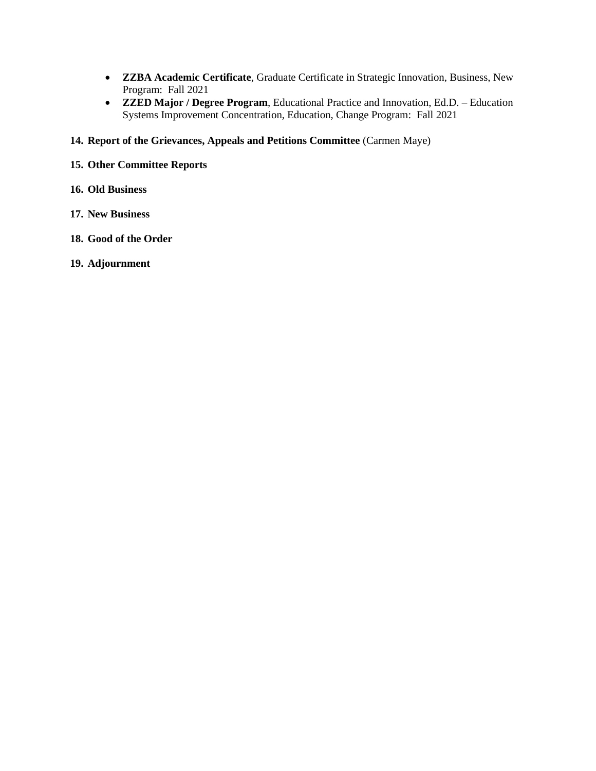- **ZZBA Academic Certificate**, Graduate Certificate in Strategic Innovation, Business, New Program: Fall 2021
- **ZZED Major / Degree Program**, Educational Practice and Innovation, Ed.D. – Education Systems Improvement Concentration, Education, Change Program: Fall 2021

14. **Report of the Grievances, Appeals and Petitions Committee** (Carmen Maye)

15. **Other Committee Reports**

16. **Old Business**

17. **New Business**

18. **Good of the Order**

19. **Adjournment**